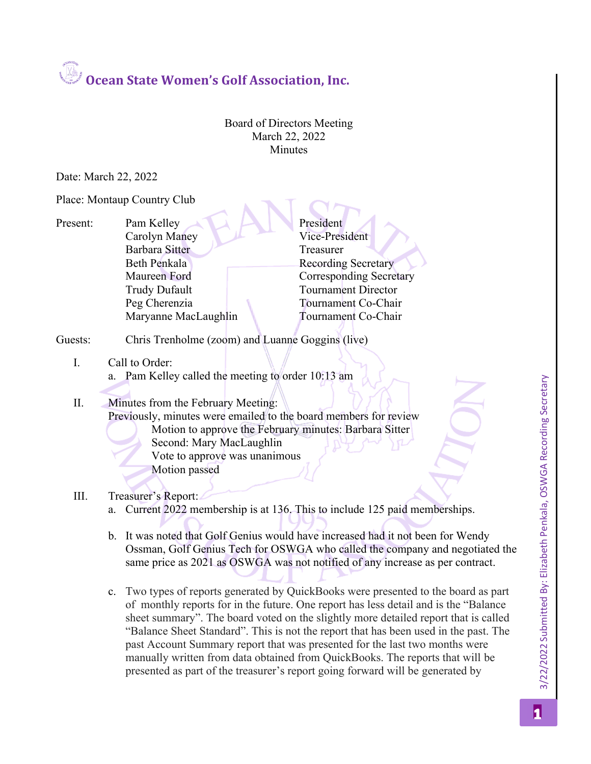# Ocean State Women's Golf Association, Inc.

Board of Directors Meeting
March 22, 2022
Minutes

Date: March 22, 2022

Place: Montaup Country Club

| Present: | | |
|---|---|---|
| | Pam Kelley | President |
| | Carolyn Maney | Vice-President |
| | Barbara Sitter | Treasurer |
| | Beth Penkala | Recording Secretary |
| | Maureen Ford | Corresponding Secretary |
| | Trudy Dufault | Tournament Director |
| | Peg Cherenzia | Tournament Co-Chair |
| | Maryanne MacLaughlin | Tournament Co-Chair |

Guests: Chris Trenholme (zoom) and Luanne Goggins (live)

I. Call to Order:

a. Pam Kelley called the meeting to order 10:13 am

II. Minutes from the February Meeting:

Previously, minutes were emailed to the board members for review

Motion to approve the February minutes: Barbara Sitter
Second: Mary MacLaughlin
Vote to approve was unanimous
Motion passed

III. Treasurer's Report:

a. Current 2022 membership is at 136. This to include 125 paid memberships.

b. It was noted that Golf Genius would have increased had it not been for Wendy Ossman, Golf Genius Tech for OSWGA who called the company and negotiated the same price as 2021 as OSWGA was not notified of any increase as per contract.

c. Two types of reports generated by QuickBooks were presented to the board as part of monthly reports for in the future. One report has less detail and is the "Balance sheet summary". The board voted on the slightly more detailed report that is called "Balance Sheet Standard". This is not the report that has been used in the past. The past Account Summary report that was presented for the last two months were manually written from data obtained from QuickBooks. The reports that will be presented as part of the treasurer's report going forward will be generated by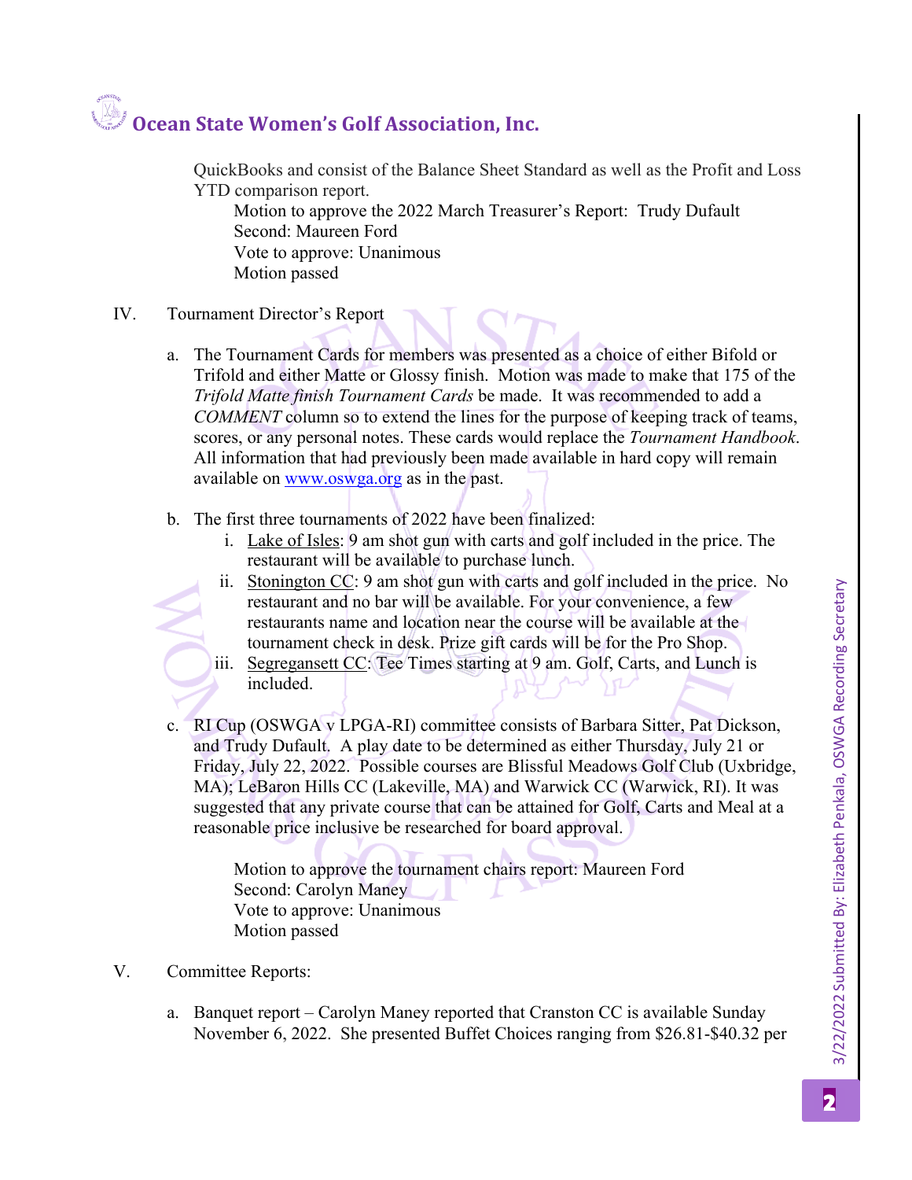QuickBooks and consist of the Balance Sheet Standard as well as the Profit and Loss YTD comparison report.

Motion to approve the 2022 March Treasurer's Report: Trudy Dufault
Second: Maureen Ford
Vote to approve: Unanimous
Motion passed

IV. Tournament Director's Report

a. The Tournament Cards for members was presented as a choice of either Bifold or Trifold and either Matte or Glossy finish. Motion was made to make that 175 of the *Trifold Matte finish Tournament Cards* be made. It was recommended to add a *COMMENT* column so to extend the lines for the purpose of keeping track of teams, scores, or any personal notes. These cards would replace the *Tournament Handbook*. All information that had previously been made available in hard copy will remain available on [www.oswga.org](http://www.oswga.org) as in the past.

b. The first three tournaments of 2022 have been finalized:
   i. Lake of Isles: 9 am shot gun with carts and golf included in the price. The restaurant will be available to purchase lunch.
   ii. Stonington CC: 9 am shot gun with carts and golf included in the price. No restaurant and no bar will be available. For your convenience, a few restaurants name and location near the course will be available at the tournament check in desk. Prize gift cards will be for the Pro Shop.
   iii. Segregansett CC: Tee Times starting at 9 am. Golf, Carts, and Lunch is included.

c. RI Cup (OSWGA v LPGA-RI) committee consists of Barbara Sitter, Pat Dickson, and Trudy Dufault. A play date to be determined as either Thursday, July 21 or Friday, July 22, 2022. Possible courses are Blissful Meadows Golf Club (Uxbridge, MA); LeBaron Hills CC (Lakeville, MA) and Warwick CC (Warwick, RI). It was suggested that any private course that can be attained for Golf, Carts and Meal at a reasonable price inclusive be researched for board approval.

Motion to approve the tournament chairs report: Maureen Ford
Second: Carolyn Maney
Vote to approve: Unanimous
Motion passed

V. Committee Reports:

a. Banquet report – Carolyn Maney reported that Cranston CC is available Sunday November 6, 2022. She presented Buffet Choices ranging from $26.81-$40.32 per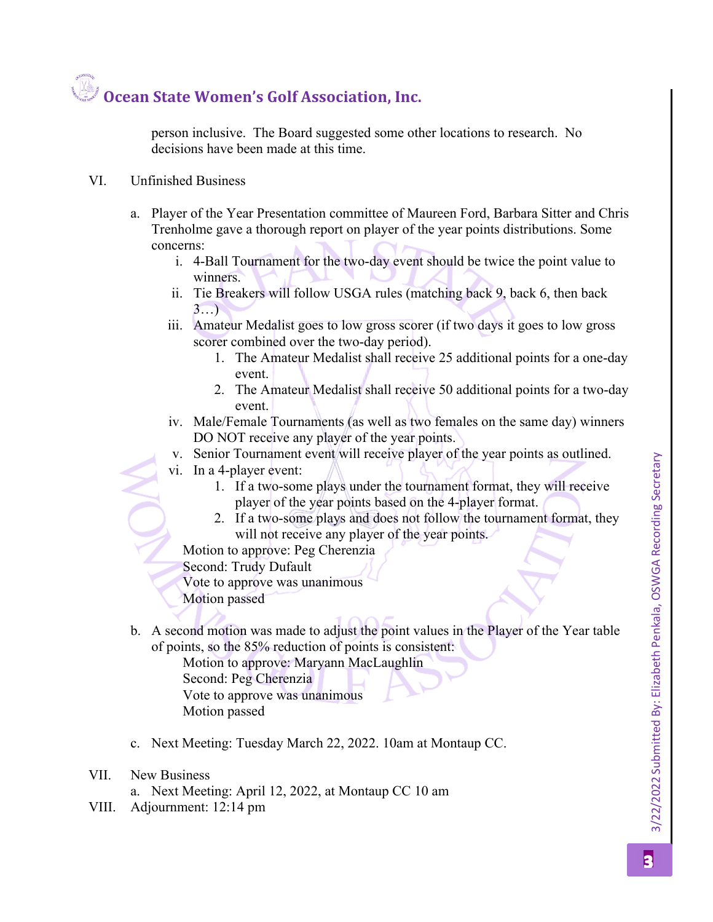person inclusive. The Board suggested some other locations to research. No decisions have been made at this time.

VI. Unfinished Business

a. Player of the Year Presentation committee of Maureen Ford, Barbara Sitter and Chris Trenholme gave a thorough report on player of the year points distributions. Some concerns:

   i. 4-Ball Tournament for the two-day event should be twice the point value to winners.

   ii. Tie Breakers will follow USGA rules (matching back 9, back 6, then back 3…)

   iii. Amateur Medalist goes to low gross scorer (if two days it goes to low gross scorer combined over the two-day period).

      1. The Amateur Medalist shall receive 25 additional points for a one-day event.
      2. The Amateur Medalist shall receive 50 additional points for a two-day event.

   iv. Male/Female Tournaments (as well as two females on the same day) winners DO NOT receive any player of the year points.

   v. Senior Tournament event will receive player of the year points as outlined.

   vi. In a 4-player event:

      1. If a two-some plays under the tournament format, they will receive player of the year points based on the 4-player format.
      2. If a two-some plays and does not follow the tournament format, they will not receive any player of the year points.

   Motion to approve: Peg Cherenzia
   Second: Trudy Dufault
   Vote to approve was unanimous
   Motion passed

b. A second motion was made to adjust the point values in the Player of the Year table of points, so the 85% reduction of points is consistent:

   Motion to approve: Maryann MacLaughlin
   Second: Peg Cherenzia
   Vote to approve was unanimous
   Motion passed

c. Next Meeting: Tuesday March 22, 2022. 10am at Montaup CC.

VII. New Business

a. Next Meeting: April 12, 2022, at Montaup CC 10 am

VIII. Adjournment: 12:14 pm

3/22/2022 Submitted By: Elizabeth Penkala, OSWGA Recording Secretary